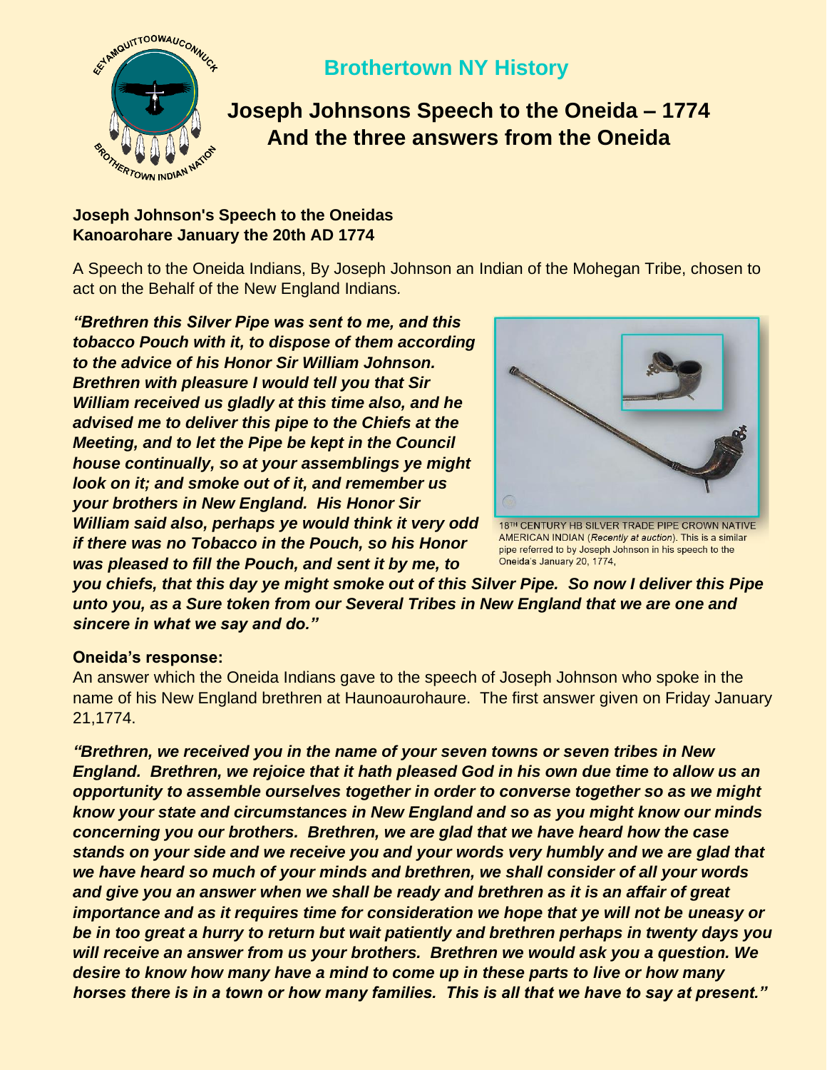# Brothertown NY History

## Joseph Johnsons Speech to the Oneida – 1774
## And the three answers from the Oneida

**Joseph Johnson's Speech to the Oneidas**
**Kanoarohare January the 20th AD 1774**

A Speech to the Oneida Indians, By Joseph Johnson an Indian of the Mohegan Tribe, chosen to act on the Behalf of the New England Indians.

***"Brethren this Silver Pipe was sent to me, and this tobacco Pouch with it, to dispose of them according to the advice of his Honor Sir William Johnson. Brethren with pleasure I would tell you that Sir William received us gladly at this time also, and he advised me to deliver this pipe to the Chiefs at the Meeting, and to let the Pipe be kept in the Council house continually, so at your assemblings ye might look on it; and smoke out of it, and remember us your brothers in New England. His Honor Sir William said also, perhaps ye would think it very odd if there was no Tobacco in the Pouch, so his Honor was pleased to fill the Pouch, and sent it by me, to you chiefs, that this day ye might smoke out of this Silver Pipe. So now I deliver this Pipe unto you, as a Sure token from our Several Tribes in New England that we are one and sincere in what we say and do."***

18TH CENTURY HB SILVER TRADE PIPE CROWN NATIVE AMERICAN INDIAN (*Recently at auction*). This is a similar pipe referred to by Joseph Johnson in his speech to the Oneida's January 20, 1774,

**Oneida's response:**

An answer which the Oneida Indians gave to the speech of Joseph Johnson who spoke in the name of his New England brethren at Haunoaurohaure. The first answer given on Friday January 21,1774.

***"Brethren, we received you in the name of your seven towns or seven tribes in New England. Brethren, we rejoice that it hath pleased God in his own due time to allow us an opportunity to assemble ourselves together in order to converse together so as we might know your state and circumstances in New England and so as you might know our minds concerning you our brothers. Brethren, we are glad that we have heard how the case stands on your side and we receive you and your words very humbly and we are glad that we have heard so much of your minds and brethren, we shall consider of all your words and give you an answer when we shall be ready and brethren as it is an affair of great importance and as it requires time for consideration we hope that ye will not be uneasy or be in too great a hurry to return but wait patiently and brethren perhaps in twenty days you will receive an answer from us your brothers. Brethren we would ask you a question. We desire to know how many have a mind to come up in these parts to live or how many horses there is in a town or how many families. This is all that we have to say at present."***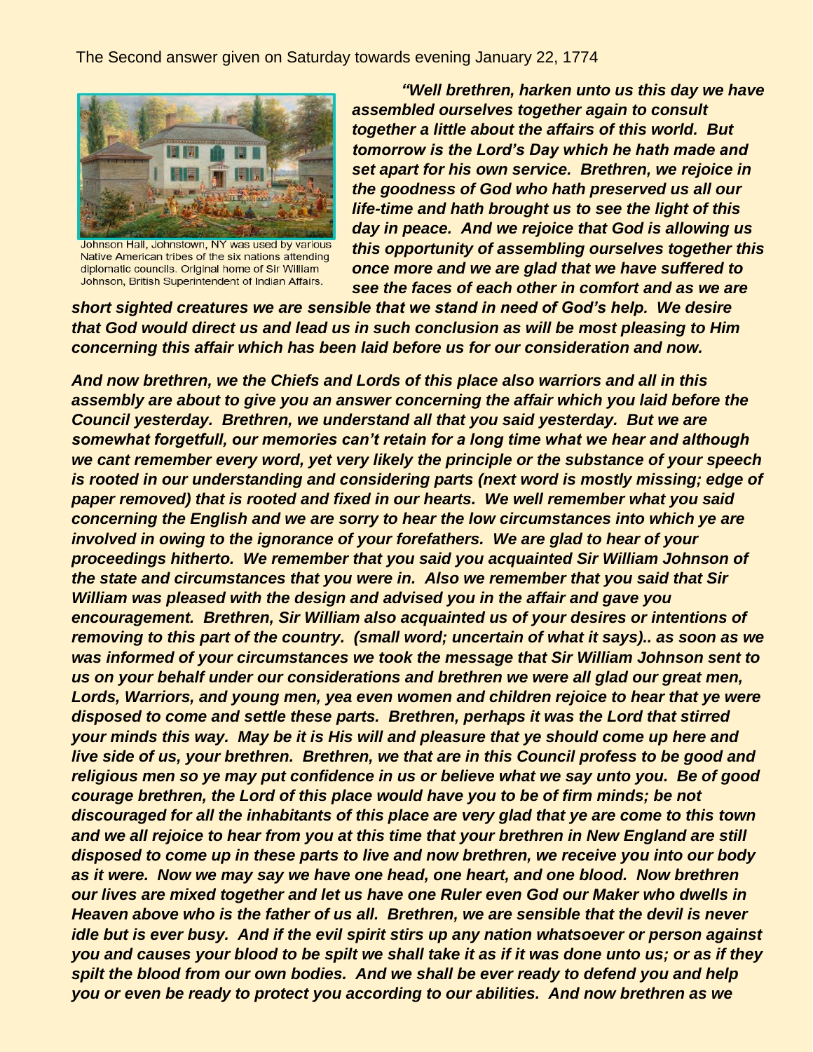The Second answer given on Saturday towards evening January 22, 1774

Johnson Hall, Johnstown, NY was used by various Native American tribes of the six nations attending diplomatic councils. Original home of Sir William Johnson, British Superintendent of Indian Affairs.

***"Well brethren, harken unto us this day we have assembled ourselves together again to consult together a little about the affairs of this world. But tomorrow is the Lord's Day which he hath made and set apart for his own service. Brethren, we rejoice in the goodness of God who hath preserved us all our life-time and hath brought us to see the light of this day in peace. And we rejoice that God is allowing us this opportunity of assembling ourselves together this once more and we are glad that we have suffered to see the faces of each other in comfort and as we are short sighted creatures we are sensible that we stand in need of God's help. We desire that God would direct us and lead us in such conclusion as will be most pleasing to Him concerning this affair which has been laid before us for our consideration and now.***

***And now brethren, we the Chiefs and Lords of this place also warriors and all in this assembly are about to give you an answer concerning the affair which you laid before the Council yesterday. Brethren, we understand all that you said yesterday. But we are somewhat forgetfull, our memories can't retain for a long time what we hear and although we cant remember every word, yet very likely the principle or the substance of your speech is rooted in our understanding and considering parts (next word is mostly missing; edge of paper removed) that is rooted and fixed in our hearts. We well remember what you said concerning the English and we are sorry to hear the low circumstances into which ye are involved in owing to the ignorance of your forefathers. We are glad to hear of your proceedings hitherto. We remember that you said you acquainted Sir William Johnson of the state and circumstances that you were in. Also we remember that you said that Sir William was pleased with the design and advised you in the affair and gave you encouragement. Brethren, Sir William also acquainted us of your desires or intentions of removing to this part of the country. (small word; uncertain of what it says).. as soon as we was informed of your circumstances we took the message that Sir William Johnson sent to us on your behalf under our considerations and brethren we were all glad our great men, Lords, Warriors, and young men, yea even women and children rejoice to hear that ye were disposed to come and settle these parts. Brethren, perhaps it was the Lord that stirred your minds this way. May be it is His will and pleasure that ye should come up here and live side of us, your brethren. Brethren, we that are in this Council profess to be good and religious men so ye may put confidence in us or believe what we say unto you. Be of good courage brethren, the Lord of this place would have you to be of firm minds; be not discouraged for all the inhabitants of this place are very glad that ye are come to this town and we all rejoice to hear from you at this time that your brethren in New England are still disposed to come up in these parts to live and now brethren, we receive you into our body as it were. Now we may say we have one head, one heart, and one blood. Now brethren our lives are mixed together and let us have one Ruler even God our Maker who dwells in Heaven above who is the father of us all. Brethren, we are sensible that the devil is never idle but is ever busy. And if the evil spirit stirs up any nation whatsoever or person against you and causes your blood to be spilt we shall take it as if it was done unto us; or as if they spilt the blood from our own bodies. And we shall be ever ready to defend you and help you or even be ready to protect you according to our abilities. And now brethren as we***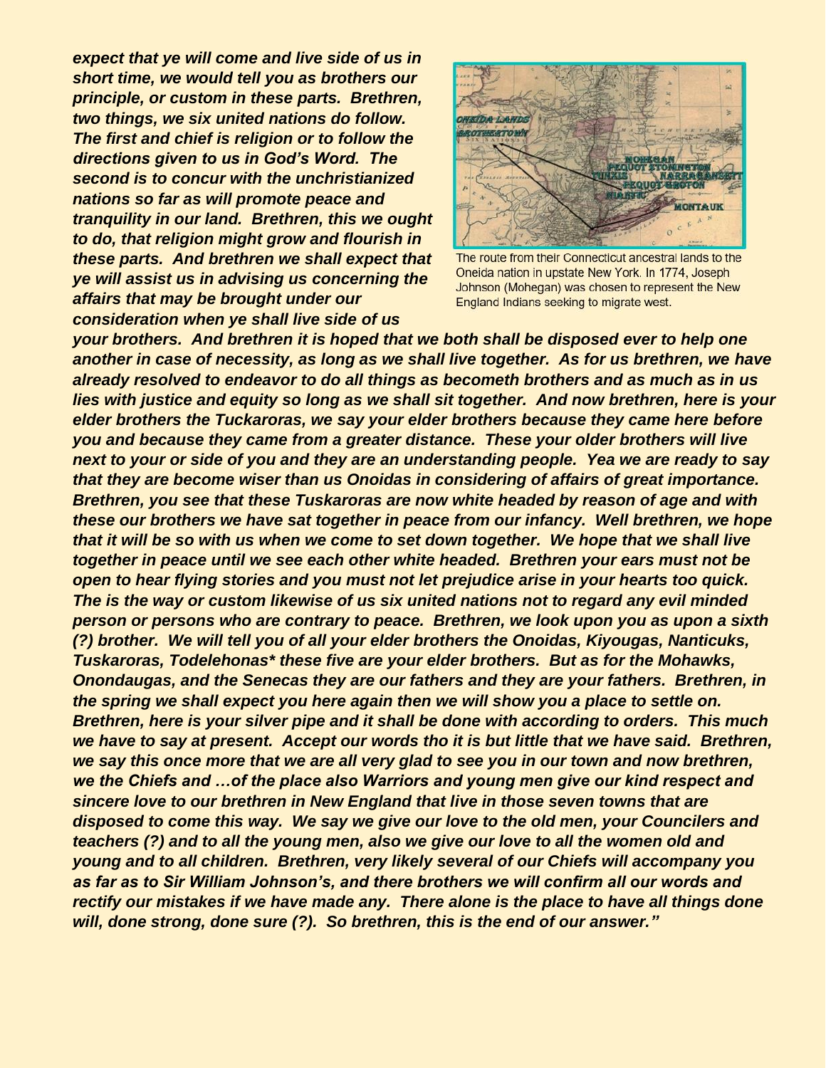***expect that ye will come and live side of us in short time, we would tell you as brothers our principle, or custom in these parts. Brethren, two things, we six united nations do follow. The first and chief is religion or to follow the directions given to us in God's Word. The second is to concur with the unchristianized nations so far as will promote peace and tranquility in our land. Brethren, this we ought to do, that religion might grow and flourish in these parts. And brethren we shall expect that ye will assist us in advising us concerning the affairs that may be brought under our consideration when ye shall live side of us your brothers. And brethren it is hoped that we both shall be disposed ever to help one another in case of necessity, as long as we shall live together. As for us brethren, we have already resolved to endeavor to do all things as becometh brothers and as much as in us lies with justice and equity so long as we shall sit together. And now brethren, here is your elder brothers the Tuckaroras, we say your elder brothers because they came here before you and because they came from a greater distance. These your older brothers will live next to your or side of you and they are an understanding people. Yea we are ready to say that they are become wiser than us Onoidas in considering of affairs of great importance. Brethren, you see that these Tuskaroras are now white headed by reason of age and with these our brothers we have sat together in peace from our infancy. Well brethren, we hope that it will be so with us when we come to set down together. We hope that we shall live together in peace until we see each other white headed. Brethren your ears must not be open to hear flying stories and you must not let prejudice arise in your hearts too quick. The is the way or custom likewise of us six united nations not to regard any evil minded person or persons who are contrary to peace. Brethren, we look upon you as upon a sixth (?) brother. We will tell you of all your elder brothers the Onoidas, Kiyougas, Nanticuks, Tuskaroras, Todelehonas* these five are your elder brothers. But as for the Mohawks, Onondaugas, and the Senecas they are our fathers and they are your fathers. Brethren, in the spring we shall expect you here again then we will show you a place to settle on. Brethren, here is your silver pipe and it shall be done with according to orders. This much we have to say at present. Accept our words tho it is but little that we have said. Brethren, we say this once more that we are all very glad to see you in our town and now brethren, we the Chiefs and …of the place also Warriors and young men give our kind respect and sincere love to our brethren in New England that live in those seven towns that are disposed to come this way. We say we give our love to the old men, your Councilers and teachers (?) and to all the young men, also we give our love to all the women old and young and to all children. Brethren, very likely several of our Chiefs will accompany you as far as to Sir William Johnson's, and there brothers we will confirm all our words and rectify our mistakes if we have made any. There alone is the place to have all things done will, done strong, done sure (?). So brethren, this is the end of our answer."***

The route from their Connecticut ancestral lands to the Oneida nation in upstate New York. In 1774, Joseph Johnson (Mohegan) was chosen to represent the New England Indians seeking to migrate west.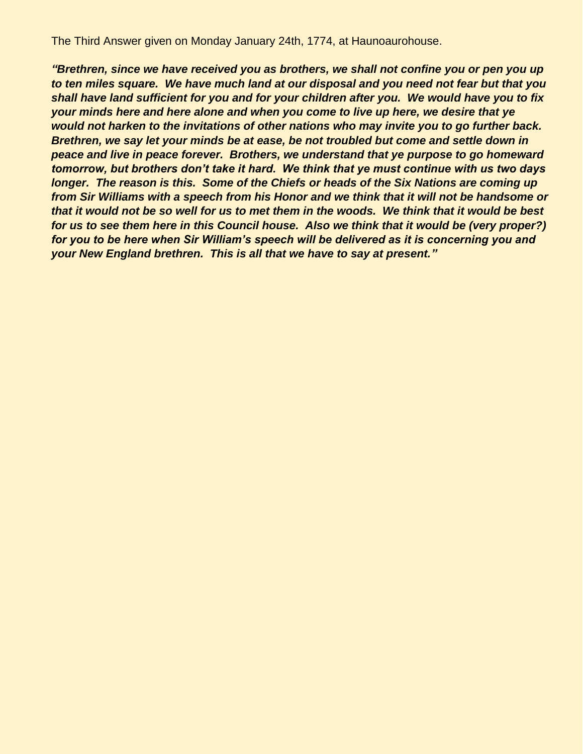The Third Answer given on Monday January 24th, 1774, at Haunoaurohouse.

***"Brethren, since we have received you as brothers, we shall not confine you or pen you up to ten miles square.  We have much land at our disposal and you need not fear but that you shall have land sufficient for you and for your children after you.  We would have you to fix your minds here and here alone and when you come to live up here, we desire that ye would not harken to the invitations of other nations who may invite you to go further back.  Brethren, we say let your minds be at ease, be not troubled but come and settle down in peace and live in peace forever.  Brothers, we understand that ye purpose to go homeward tomorrow, but brothers don't take it hard.  We think that ye must continue with us two days longer.  The reason is this.  Some of the Chiefs or heads of the Six Nations are coming up from Sir Williams with a speech from his Honor and we think that it will not be handsome or that it would not be so well for us to met them in the woods.  We think that it would be best for us to see them here in this Council house.  Also we think that it would be (very proper?) for you to be here when Sir William's speech will be delivered as it is concerning you and your New England brethren.  This is all that we have to say at present."***